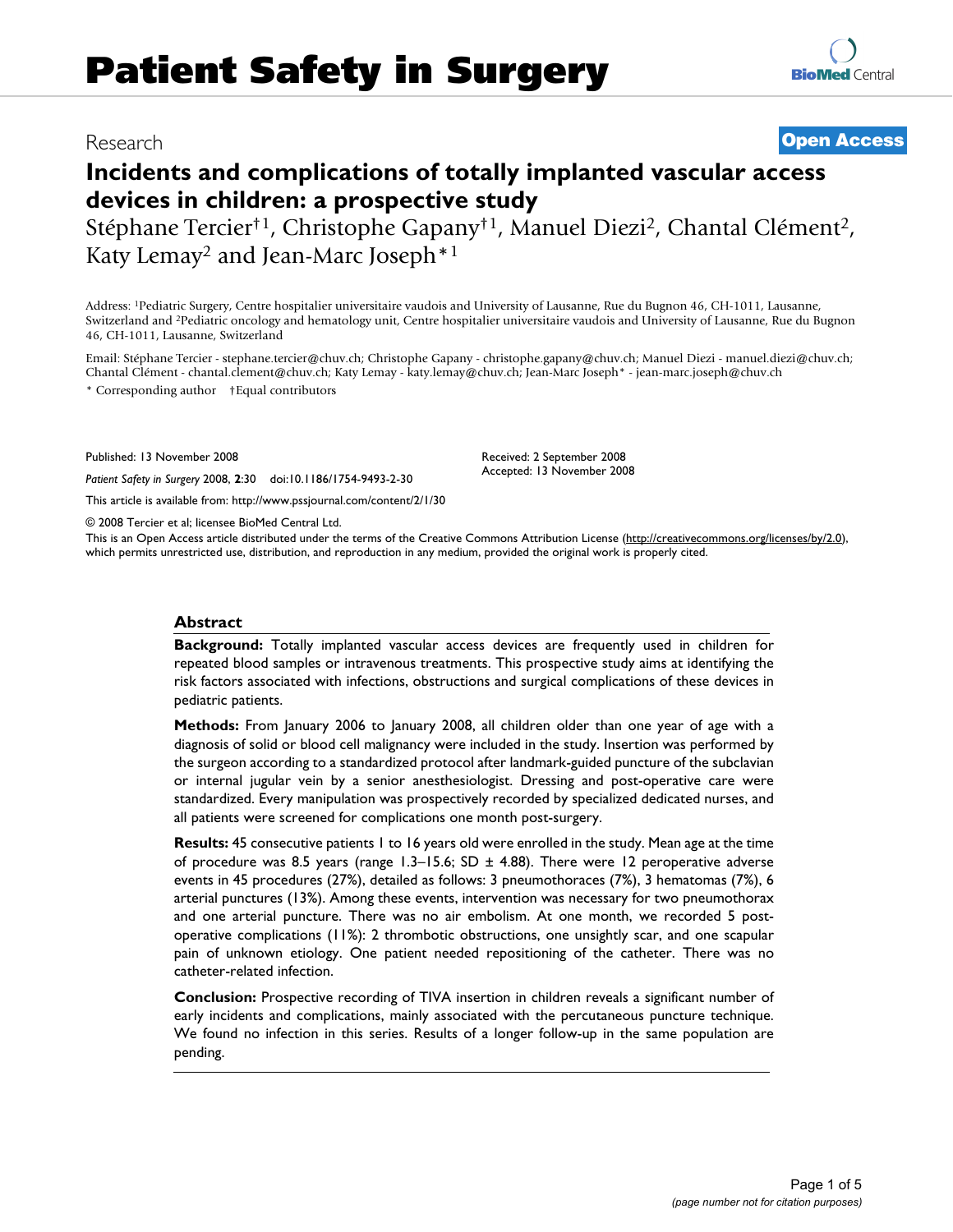Research **Open Access**

# Incidents and complications of totally implanted vascular access devices in children: a prospective study

Stéphane Tercier†[1], Christophe Gapany†[1], Manuel Diezi[2], Chantal Clément[2], Katy Lemay[2] and Jean-Marc Joseph*[1]

Address: [1]Pediatric Surgery, Centre hospitalier universitaire vaudois and University of Lausanne, Rue du Bugnon 46, CH-1011, Lausanne, Switzerland and [2]Pediatric oncology and hematology unit, Centre hospitalier universitaire vaudois and University of Lausanne, Rue du Bugnon 46, CH-1011, Lausanne, Switzerland

Email: Stéphane Tercier - stephane.tercier@chuv.ch; Christophe Gapany - christophe.gapany@chuv.ch; Manuel Diezi - manuel.diezi@chuv.ch; Chantal Clément - chantal.clement@chuv.ch; Katy Lemay - katy.lemay@chuv.ch; Jean-Marc Joseph* - jean-marc.joseph@chuv.ch

\* Corresponding author †Equal contributors

Published: 13 November 2008

*Patient Safety in Surgery* 2008, **2**:30 doi:10.1186/1754-9493-2-30

Received: 2 September 2008
Accepted: 13 November 2008

This article is available from: http://www.pssjournal.com/content/2/1/30

© 2008 Tercier et al; licensee BioMed Central Ltd.

This is an Open Access article distributed under the terms of the Creative Commons Attribution License (http://creativecommons.org/licenses/by/2.0), which permits unrestricted use, distribution, and reproduction in any medium, provided the original work is properly cited.

## Abstract

**Background:** Totally implanted vascular access devices are frequently used in children for repeated blood samples or intravenous treatments. This prospective study aims at identifying the risk factors associated with infections, obstructions and surgical complications of these devices in pediatric patients.

**Methods:** From January 2006 to January 2008, all children older than one year of age with a diagnosis of solid or blood cell malignancy were included in the study. Insertion was performed by the surgeon according to a standardized protocol after landmark-guided puncture of the subclavian or internal jugular vein by a senior anesthesiologist. Dressing and post-operative care were standardized. Every manipulation was prospectively recorded by specialized dedicated nurses, and all patients were screened for complications one month post-surgery.

**Results:** 45 consecutive patients 1 to 16 years old were enrolled in the study. Mean age at the time of procedure was 8.5 years (range 1.3–15.6; SD ± 4.88). There were 12 peroperative adverse events in 45 procedures (27%), detailed as follows: 3 pneumothoraces (7%), 3 hematomas (7%), 6 arterial punctures (13%). Among these events, intervention was necessary for two pneumothorax and one arterial puncture. There was no air embolism. At one month, we recorded 5 post-operative complications (11%): 2 thrombotic obstructions, one unsightly scar, and one scapular pain of unknown etiology. One patient needed repositioning of the catheter. There was no catheter-related infection.

**Conclusion:** Prospective recording of TIVA insertion in children reveals a significant number of early incidents and complications, mainly associated with the percutaneous puncture technique. We found no infection in this series. Results of a longer follow-up in the same population are pending.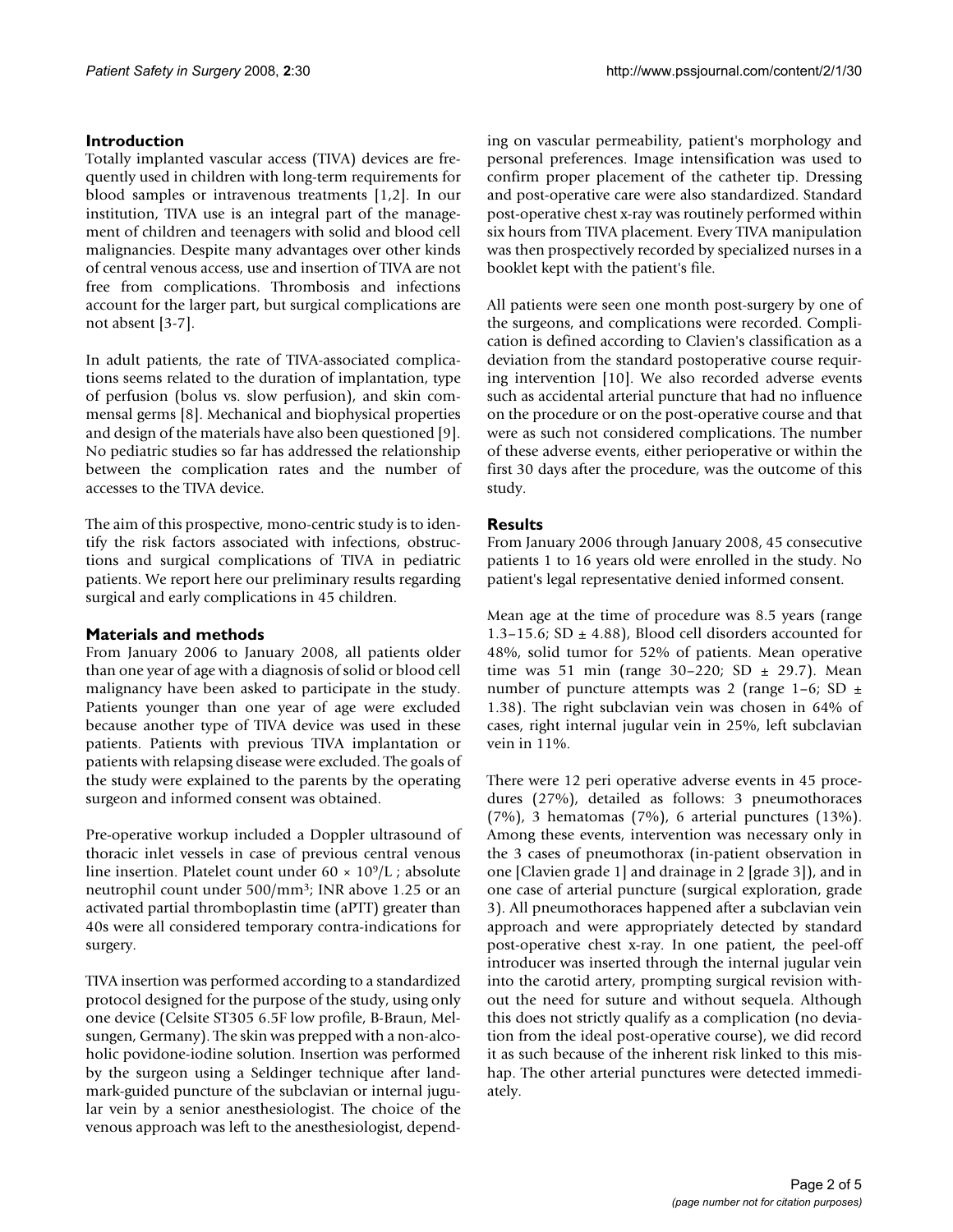## Introduction

Totally implanted vascular access (TIVA) devices are frequently used in children with long-term requirements for blood samples or intravenous treatments [1,2]. In our institution, TIVA use is an integral part of the management of children and teenagers with solid and blood cell malignancies. Despite many advantages over other kinds of central venous access, use and insertion of TIVA are not free from complications. Thrombosis and infections account for the larger part, but surgical complications are not absent [3-7].

In adult patients, the rate of TIVA-associated complications seems related to the duration of implantation, type of perfusion (bolus vs. slow perfusion), and skin commensal germs [8]. Mechanical and biophysical properties and design of the materials have also been questioned [9]. No pediatric studies so far has addressed the relationship between the complication rates and the number of accesses to the TIVA device.

The aim of this prospective, mono-centric study is to identify the risk factors associated with infections, obstructions and surgical complications of TIVA in pediatric patients. We report here our preliminary results regarding surgical and early complications in 45 children.

## Materials and methods

From January 2006 to January 2008, all patients older than one year of age with a diagnosis of solid or blood cell malignancy have been asked to participate in the study. Patients younger than one year of age were excluded because another type of TIVA device was used in these patients. Patients with previous TIVA implantation or patients with relapsing disease were excluded. The goals of the study were explained to the parents by the operating surgeon and informed consent was obtained.

Pre-operative workup included a Doppler ultrasound of thoracic inlet vessels in case of previous central venous line insertion. Platelet count under $60 \times 10^9$/L ; absolute neutrophil count under 500/mm$^3$; INR above 1.25 or an activated partial thromboplastin time (aPTT) greater than 40s were all considered temporary contra-indications for surgery.

TIVA insertion was performed according to a standardized protocol designed for the purpose of the study, using only one device (Celsite ST305 6.5F low profile, B-Braun, Melsungen, Germany). The skin was prepped with a non-alcoholic povidone-iodine solution. Insertion was performed by the surgeon using a Seldinger technique after landmark-guided puncture of the subclavian or internal jugular vein by a senior anesthesiologist. The choice of the venous approach was left to the anesthesiologist, depending on vascular permeability, patient's morphology and personal preferences. Image intensification was used to confirm proper placement of the catheter tip. Dressing and post-operative care were also standardized. Standard post-operative chest x-ray was routinely performed within six hours from TIVA placement. Every TIVA manipulation was then prospectively recorded by specialized nurses in a booklet kept with the patient's file.

All patients were seen one month post-surgery by one of the surgeons, and complications were recorded. Complication is defined according to Clavien's classification as a deviation from the standard postoperative course requiring intervention [10]. We also recorded adverse events such as accidental arterial puncture that had no influence on the procedure or on the post-operative course and that were as such not considered complications. The number of these adverse events, either perioperative or within the first 30 days after the procedure, was the outcome of this study.

## Results

From January 2006 through January 2008, 45 consecutive patients 1 to 16 years old were enrolled in the study. No patient's legal representative denied informed consent.

Mean age at the time of procedure was 8.5 years (range 1.3–15.6; SD ± 4.88), Blood cell disorders accounted for 48%, solid tumor for 52% of patients. Mean operative time was 51 min (range 30–220; SD ± 29.7). Mean number of puncture attempts was 2 (range 1–6; SD ± 1.38). The right subclavian vein was chosen in 64% of cases, right internal jugular vein in 25%, left subclavian vein in 11%.

There were 12 peri operative adverse events in 45 procedures (27%), detailed as follows: 3 pneumothoraces (7%), 3 hematomas (7%), 6 arterial punctures (13%). Among these events, intervention was necessary only in the 3 cases of pneumothorax (in-patient observation in one [Clavien grade 1] and drainage in 2 [grade 3]), and in one case of arterial puncture (surgical exploration, grade 3). All pneumothoraces happened after a subclavian vein approach and were appropriately detected by standard post-operative chest x-ray. In one patient, the peel-off introducer was inserted through the internal jugular vein into the carotid artery, prompting surgical revision without the need for suture and without sequela. Although this does not strictly qualify as a complication (no deviation from the ideal post-operative course), we did record it as such because of the inherent risk linked to this mishap. The other arterial punctures were detected immediately.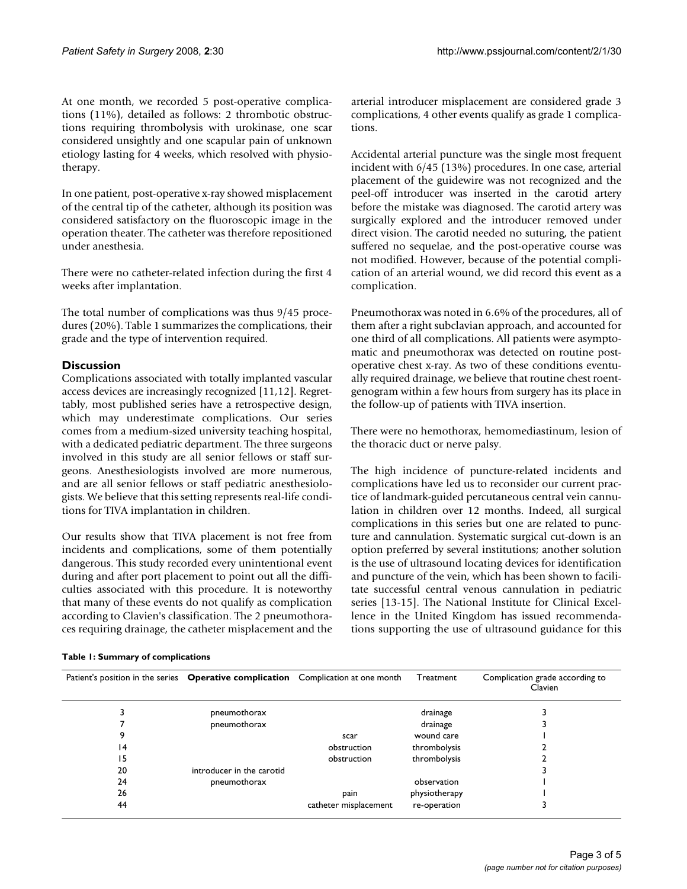At one month, we recorded 5 post-operative complications (11%), detailed as follows: 2 thrombotic obstructions requiring thrombolysis with urokinase, one scar considered unsightly and one scapular pain of unknown etiology lasting for 4 weeks, which resolved with physiotherapy.

In one patient, post-operative x-ray showed misplacement of the central tip of the catheter, although its position was considered satisfactory on the fluoroscopic image in the operation theater. The catheter was therefore repositioned under anesthesia.

There were no catheter-related infection during the first 4 weeks after implantation.

The total number of complications was thus 9/45 procedures (20%). Table 1 summarizes the complications, their grade and the type of intervention required.

## Discussion

Complications associated with totally implanted vascular access devices are increasingly recognized [11,12]. Regrettably, most published series have a retrospective design, which may underestimate complications. Our series comes from a medium-sized university teaching hospital, with a dedicated pediatric department. The three surgeons involved in this study are all senior fellows or staff surgeons. Anesthesiologists involved are more numerous, and are all senior fellows or staff pediatric anesthesiologists. We believe that this setting represents real-life conditions for TIVA implantation in children.

Our results show that TIVA placement is not free from incidents and complications, some of them potentially dangerous. This study recorded every unintentional event during and after port placement to point out all the difficulties associated with this procedure. It is noteworthy that many of these events do not qualify as complication according to Clavien's classification. The 2 pneumothoraces requiring drainage, the catheter misplacement and the arterial introducer misplacement are considered grade 3 complications, 4 other events qualify as grade 1 complications.

Accidental arterial puncture was the single most frequent incident with 6/45 (13%) procedures. In one case, arterial placement of the guidewire was not recognized and the peel-off introducer was inserted in the carotid artery before the mistake was diagnosed. The carotid artery was surgically explored and the introducer removed under direct vision. The carotid needed no suturing, the patient suffered no sequelae, and the post-operative course was not modified. However, because of the potential complication of an arterial wound, we did record this event as a complication.

Pneumothorax was noted in 6.6% of the procedures, all of them after a right subclavian approach, and accounted for one third of all complications. All patients were asymptomatic and pneumothorax was detected on routine post-operative chest x-ray. As two of these conditions eventually required drainage, we believe that routine chest roentgenogram within a few hours from surgery has its place in the follow-up of patients with TIVA insertion.

There were no hemothorax, hemomediastinum, lesion of the thoracic duct or nerve palsy.

The high incidence of puncture-related incidents and complications have led us to reconsider our current practice of landmark-guided percutaneous central vein cannulation in children over 12 months. Indeed, all surgical complications in this series but one are related to puncture and cannulation. Systematic surgical cut-down is an option preferred by several institutions; another solution is the use of ultrasound locating devices for identification and puncture of the vein, which has been shown to facilitate successful central venous cannulation in pediatric series [13-15]. The National Institute for Clinical Excellence in the United Kingdom has issued recommendations supporting the use of ultrasound guidance for this

**Table 1: Summary of complications**

| Patient's position in the series | **Operative complication** | Complication at one month | Treatment | Complication grade according to Clavien |
|---|---|---|---|---|
| 3 | pneumothorax | | drainage | 3 |
| 7 | pneumothorax | | drainage | 3 |
| 9 | | scar | wound care | 1 |
| 14 | | obstruction | thrombolysis | 2 |
| 15 | | obstruction | thrombolysis | 2 |
| 20 | introducer in the carotid | | | 3 |
| 24 | pneumothorax | | observation | 1 |
| 26 | | pain | physiotherapy | 1 |
| 44 | | catheter misplacement | re-operation | 3 |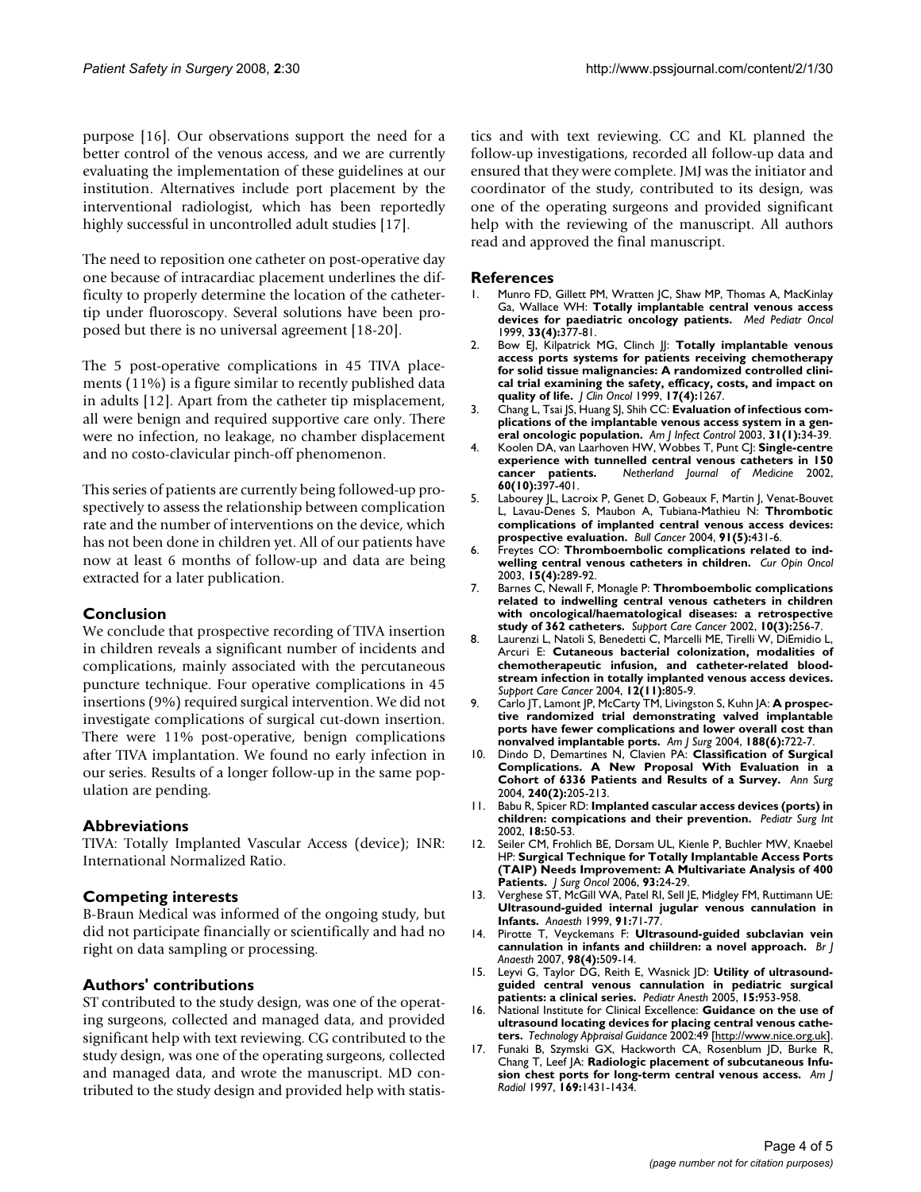purpose [16]. Our observations support the need for a better control of the venous access, and we are currently evaluating the implementation of these guidelines at our institution. Alternatives include port placement by the interventional radiologist, which has been reportedly highly successful in uncontrolled adult studies [17].

The need to reposition one catheter on post-operative day one because of intracardiac placement underlines the difficulty to properly determine the location of the catheter-tip under fluoroscopy. Several solutions have been proposed but there is no universal agreement [18-20].

The 5 post-operative complications in 45 TIVA placements (11%) is a figure similar to recently published data in adults [12]. Apart from the catheter tip misplacement, all were benign and required supportive care only. There were no infection, no leakage, no chamber displacement and no costo-clavicular pinch-off phenomenon.

This series of patients are currently being followed-up prospectively to assess the relationship between complication rate and the number of interventions on the device, which has not been done in children yet. All of our patients have now at least 6 months of follow-up and data are being extracted for a later publication.

## Conclusion

We conclude that prospective recording of TIVA insertion in children reveals a significant number of incidents and complications, mainly associated with the percutaneous puncture technique. Four operative complications in 45 insertions (9%) required surgical intervention. We did not investigate complications of surgical cut-down insertion. There were 11% post-operative, benign complications after TIVA implantation. We found no early infection in our series. Results of a longer follow-up in the same population are pending.

## Abbreviations

TIVA: Totally Implanted Vascular Access (device); INR: International Normalized Ratio.

## Competing interests

B-Braun Medical was informed of the ongoing study, but did not participate financially or scientifically and had no right on data sampling or processing.

## Authors' contributions

ST contributed to the study design, was one of the operating surgeons, collected and managed data, and provided significant help with text reviewing. CG contributed to the study design, was one of the operating surgeons, collected and managed data, and wrote the manuscript. MD contributed to the study design and provided help with statistics and with text reviewing. CC and KL planned the follow-up investigations, recorded all follow-up data and ensured that they were complete. JMJ was the initiator and coordinator of the study, contributed to its design, was one of the operating surgeons and provided significant help with the reviewing of the manuscript. All authors read and approved the final manuscript.

## References

1. Munro FD, Gillett PM, Wratten JC, Shaw MP, Thomas A, MacKinlay Ga, Wallace WH: **Totally implantable central venous access devices for paediatric oncology patients.** *Med Pediatr Oncol* 1999, **33(4):**377-81.
2. Bow EJ, Kilpatrick MG, Clinch JJ: **Totally implantable venous access ports systems for patients receiving chemotherapy for solid tissue malignancies: A randomized controlled clinical trial examining the safety, efficacy, costs, and impact on quality of life.** *J Clin Oncol* 1999, **17(4):**1267.
3. Chang L, Tsai JS, Huang SJ, Shih CC: **Evaluation of infectious complications of the implantable venous access system in a general oncologic population.** *Am J Infect Control* 2003, **31(1):**34-39.
4. Koolen DA, van Laarhoven HW, Wobbes T, Punt CJ: **Single-centre experience with tunnelled central venous catheters in 150 cancer patients.** *Netherland Journal of Medicine* 2002, **60(10):**397-401.
5. Labourey JL, Lacroix P, Genet D, Gobeaux F, Martin J, Venat-Bouvet L, Lavau-Denes S, Maubon A, Tubiana-Mathieu N: **Thrombotic complications of implanted central venous access devices: prospective evaluation.** *Bull Cancer* 2004, **91(5):**431-6.
6. Freytes CO: **Thromboembolic complications related to indwelling central venous catheters in children.** *Cur Opin Oncol* 2003, **15(4):**289-92.
7. Barnes C, Newall F, Monagle P: **Thromboembolic complications related to indwelling central venous catheters in children with oncological/haematological diseases: a retrospective study of 362 catheters.** *Support Care Cancer* 2002, **10(3):**256-7.
8. Laurenzi L, Natoli S, Benedetti C, Marcelli ME, Tirelli W, DiEmidio L, Arcuri E: **Cutaneous bacterial colonization, modalities of chemotherapeutic infusion, and catheter-related bloodstream infection in totally implanted venous access devices.** *Support Care Cancer* 2004, **12(11):**805-9.
9. Carlo JT, Lamont JP, McCarty TM, Livingston S, Kuhn JA: **A prospective randomized trial demonstrating valved implantable ports have fewer complications and lower overall cost than nonvalved implantable ports.** *Am J Surg* 2004, **188(6):**722-7.
10. Dindo D, Demartines N, Clavien PA: **Classification of Surgical Complications. A New Proposal With Evaluation in a Cohort of 6336 Patients and Results of a Survey.** *Ann Surg* 2004, **240(2):**205-213.
11. Babu R, Spicer RD: **Implanted cascular access devices (ports) in children: compications and their prevention.** *Pediatr Surg Int* 2002, **18:**50-53.
12. Seiler CM, Frohlich BE, Dorsam UL, Kienle P, Buchler MW, Knaebel HP: **Surgical Technique for Totally Implantable Access Ports (TAIP) Needs Improvement: A Multivariate Analysis of 400 Patients.** *J Surg Oncol* 2006, **93:**24-29.
13. Verghese ST, McGill WA, Patel RI, Sell JE, Midgley FM, Ruttimann UE: **Ultrasound-guided internal jugular venous cannulation in Infants.** *Anaesth* 1999, **91:**71-77.
14. Pirotte T, Veyckemans F: **Ultrasound-guided subclavian vein cannulation in infants and chiildren: a novel approach.** *Br J Anaesth* 2007, **98(4):**509-14.
15. Leyvi G, Taylor DG, Reith E, Wasnick JD: **Utility of ultrasound-guided central venous cannulation in pediatric surgical patients: a clinical series.** *Pediatr Anesth* 2005, **15:**953-958.
16. National Institute for Clinical Excellence: **Guidance on the use of ultrasound locating devices for placing central venous catheters.** *Technology Appraisal Guidance* 2002:49 [http://www.nice.org.uk].
17. Funaki B, Szymski GX, Hackworth CA, Rosenblum JD, Burke R, Chang T, Leef JA: **Radiologic placement of subcutaneous Infusion chest ports for long-term central venous access.** *Am J Radiol* 1997, **169:**1431-1434.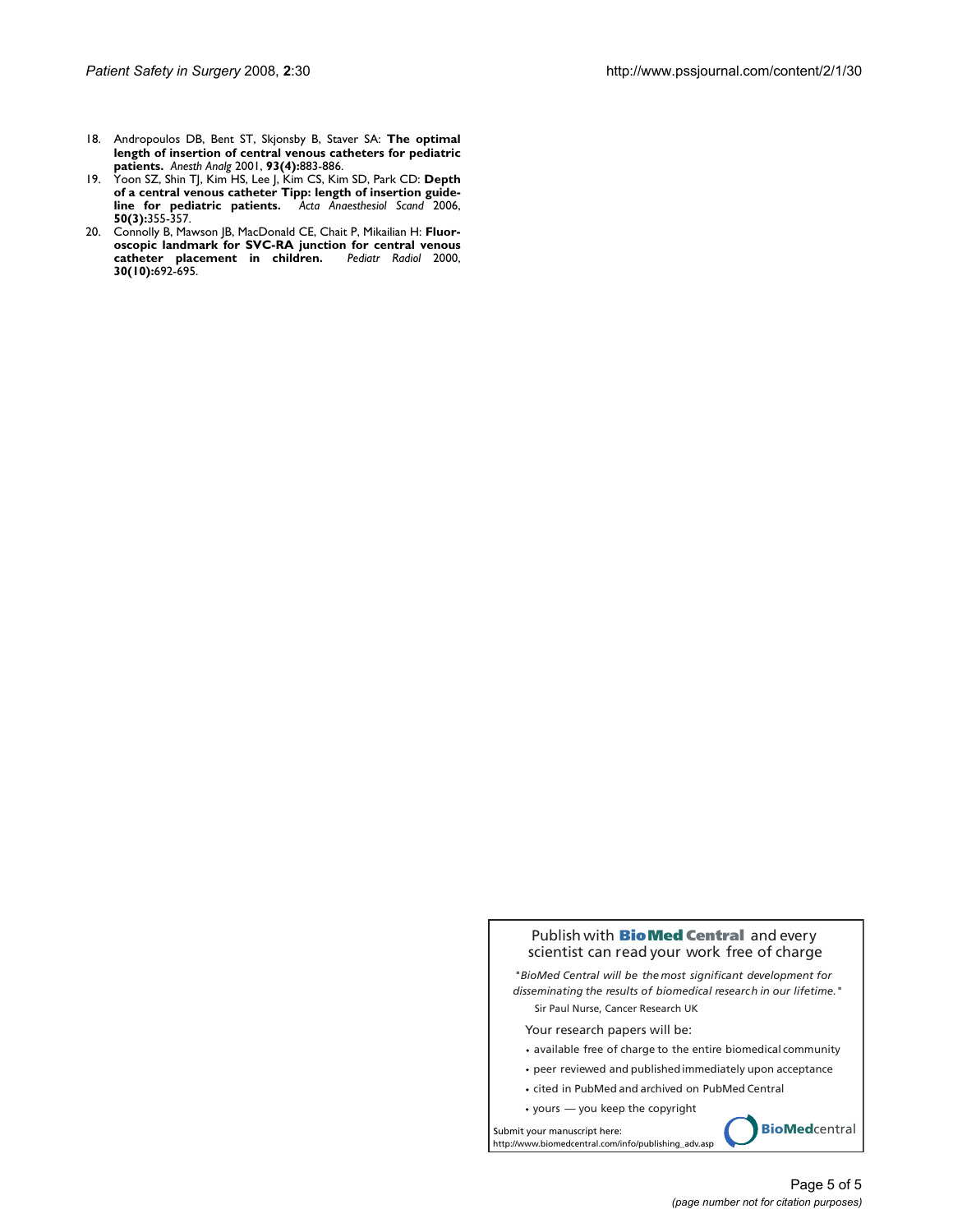18. Andropoulos DB, Bent ST, Skjonsby B, Staver SA: **The optimal length of insertion of central venous catheters for pediatric patients.** *Anesth Analg* 2001, **93(4):**883-886.
19. Yoon SZ, Shin TJ, Kim HS, Lee J, Kim CS, Kim SD, Park CD: **Depth of a central venous catheter Tipp: length of insertion guideline for pediatric patients.** *Acta Anaesthesiol Scand* 2006, **50(3):**355-357.
20. Connolly B, Mawson JB, MacDonald CE, Chait P, Mikailian H: **Fluoroscopic landmark for SVC-RA junction for central venous catheter placement in children.** *Pediatr Radiol* 2000, **30(10):**692-695.

Publish with **BioMed Central** and every scientist can read your work free of charge

*"BioMed Central will be the most significant development for disseminating the results of biomedical research in our lifetime."*

Sir Paul Nurse, Cancer Research UK

Your research papers will be:

- available free of charge to the entire biomedical community
- peer reviewed and published immediately upon acceptance
- cited in PubMed and archived on PubMed Central
- yours — you keep the copyright

Submit your manuscript here:
http://www.biomedcentral.com/info/publishing_adv.asp

**BioMed**central